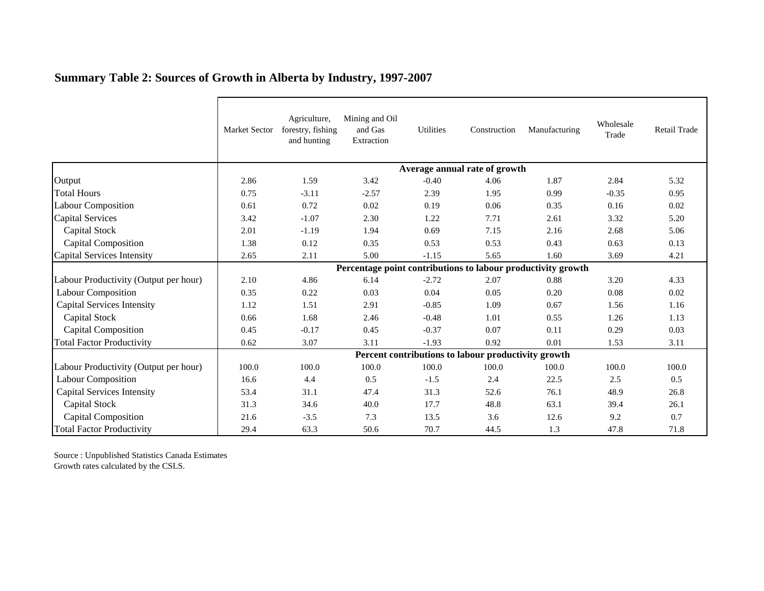## Summary Table 2: Sources of Growth in Alberta by Industry, 1997-2007

| | Market Sector | Agriculture, forestry, fishing and hunting | Mining and Oil and Gas Extraction | Utilities | Construction | Manufacturing | Wholesale Trade | Retail Trade |
|---|---|---|---|---|---|---|---|---|
| | **Average annual rate of growth** | | | | | | | |
| Output | 2.86 | 1.59 | 3.42 | -0.40 | 4.06 | 1.87 | 2.84 | 5.32 |
| Total Hours | 0.75 | -3.11 | -2.57 | 2.39 | 1.95 | 0.99 | -0.35 | 0.95 |
| Labour Composition | 0.61 | 0.72 | 0.02 | 0.19 | 0.06 | 0.35 | 0.16 | 0.02 |
| Capital Services | 3.42 | -1.07 | 2.30 | 1.22 | 7.71 | 2.61 | 3.32 | 5.20 |
| Capital Stock | 2.01 | -1.19 | 1.94 | 0.69 | 7.15 | 2.16 | 2.68 | 5.06 |
| Capital Composition | 1.38 | 0.12 | 0.35 | 0.53 | 0.53 | 0.43 | 0.63 | 0.13 |
| Capital Services Intensity | 2.65 | 2.11 | 5.00 | -1.15 | 5.65 | 1.60 | 3.69 | 4.21 |
| | **Percentage point contributions to labour productivity growth** | | | | | | | |
| Labour Productivity (Output per hour) | 2.10 | 4.86 | 6.14 | -2.72 | 2.07 | 0.88 | 3.20 | 4.33 |
| Labour Composition | 0.35 | 0.22 | 0.03 | 0.04 | 0.05 | 0.20 | 0.08 | 0.02 |
| Capital Services Intensity | 1.12 | 1.51 | 2.91 | -0.85 | 1.09 | 0.67 | 1.56 | 1.16 |
| Capital Stock | 0.66 | 1.68 | 2.46 | -0.48 | 1.01 | 0.55 | 1.26 | 1.13 |
| Capital Composition | 0.45 | -0.17 | 0.45 | -0.37 | 0.07 | 0.11 | 0.29 | 0.03 |
| Total Factor Productivity | 0.62 | 3.07 | 3.11 | -1.93 | 0.92 | 0.01 | 1.53 | 3.11 |
| | **Percent contributions to labour productivity growth** | | | | | | | |
| Labour Productivity (Output per hour) | 100.0 | 100.0 | 100.0 | 100.0 | 100.0 | 100.0 | 100.0 | 100.0 |
| Labour Composition | 16.6 | 4.4 | 0.5 | -1.5 | 2.4 | 22.5 | 2.5 | 0.5 |
| Capital Services Intensity | 53.4 | 31.1 | 47.4 | 31.3 | 52.6 | 76.1 | 48.9 | 26.8 |
| Capital Stock | 31.3 | 34.6 | 40.0 | 17.7 | 48.8 | 63.1 | 39.4 | 26.1 |
| Capital Composition | 21.6 | -3.5 | 7.3 | 13.5 | 3.6 | 12.6 | 9.2 | 0.7 |
| Total Factor Productivity | 29.4 | 63.3 | 50.6 | 70.7 | 44.5 | 1.3 | 47.8 | 71.8 |

Source : Unpublished Statistics Canada Estimates
Growth rates calculated by the CSLS.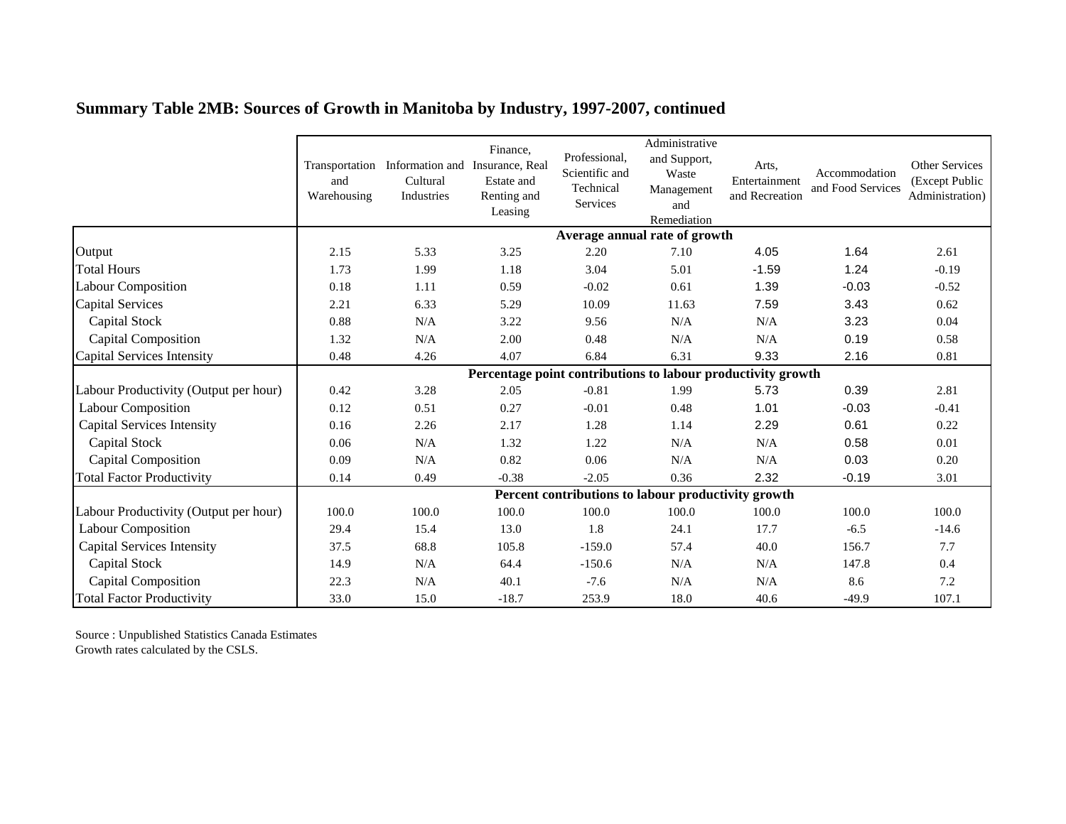## Summary Table 2MB: Sources of Growth in Manitoba by Industry, 1997-2007, continued

| | Transportation and Warehousing | Information and Cultural Industries | Finance, Insurance, Real Estate and Renting and Leasing | Professional, Scientific and Technical Services | Administrative and Support, Waste Management and Remediation | Arts, Entertainment and Recreation | Accommodation and Food Services | Other Services (Except Public Administration) |
|---|---|---|---|---|---|---|---|---|
| | **Average annual rate of growth** | | | | | | | |
| Output | 2.15 | 5.33 | 3.25 | 2.20 | 7.10 | 4.05 | 1.64 | 2.61 |
| Total Hours | 1.73 | 1.99 | 1.18 | 3.04 | 5.01 | -1.59 | 1.24 | -0.19 |
| Labour Composition | 0.18 | 1.11 | 0.59 | -0.02 | 0.61 | 1.39 | -0.03 | -0.52 |
| Capital Services | 2.21 | 6.33 | 5.29 | 10.09 | 11.63 | 7.59 | 3.43 | 0.62 |
| Capital Stock | 0.88 | N/A | 3.22 | 9.56 | N/A | N/A | 3.23 | 0.04 |
| Capital Composition | 1.32 | N/A | 2.00 | 0.48 | N/A | N/A | 0.19 | 0.58 |
| Capital Services Intensity | 0.48 | 4.26 | 4.07 | 6.84 | 6.31 | 9.33 | 2.16 | 0.81 |
| | **Percentage point contributions to labour productivity growth** | | | | | | | |
| Labour Productivity (Output per hour) | 0.42 | 3.28 | 2.05 | -0.81 | 1.99 | 5.73 | 0.39 | 2.81 |
| Labour Composition | 0.12 | 0.51 | 0.27 | -0.01 | 0.48 | 1.01 | -0.03 | -0.41 |
| Capital Services Intensity | 0.16 | 2.26 | 2.17 | 1.28 | 1.14 | 2.29 | 0.61 | 0.22 |
| Capital Stock | 0.06 | N/A | 1.32 | 1.22 | N/A | N/A | 0.58 | 0.01 |
| Capital Composition | 0.09 | N/A | 0.82 | 0.06 | N/A | N/A | 0.03 | 0.20 |
| Total Factor Productivity | 0.14 | 0.49 | -0.38 | -2.05 | 0.36 | 2.32 | -0.19 | 3.01 |
| | **Percent contributions to labour productivity growth** | | | | | | | |
| Labour Productivity (Output per hour) | 100.0 | 100.0 | 100.0 | 100.0 | 100.0 | 100.0 | 100.0 | 100.0 |
| Labour Composition | 29.4 | 15.4 | 13.0 | 1.8 | 24.1 | 17.7 | -6.5 | -14.6 |
| Capital Services Intensity | 37.5 | 68.8 | 105.8 | -159.0 | 57.4 | 40.0 | 156.7 | 7.7 |
| Capital Stock | 14.9 | N/A | 64.4 | -150.6 | N/A | N/A | 147.8 | 0.4 |
| Capital Composition | 22.3 | N/A | 40.1 | -7.6 | N/A | N/A | 8.6 | 7.2 |
| Total Factor Productivity | 33.0 | 15.0 | -18.7 | 253.9 | 18.0 | 40.6 | -49.9 | 107.1 |

Source : Unpublished Statistics Canada Estimates
Growth rates calculated by the CSLS.